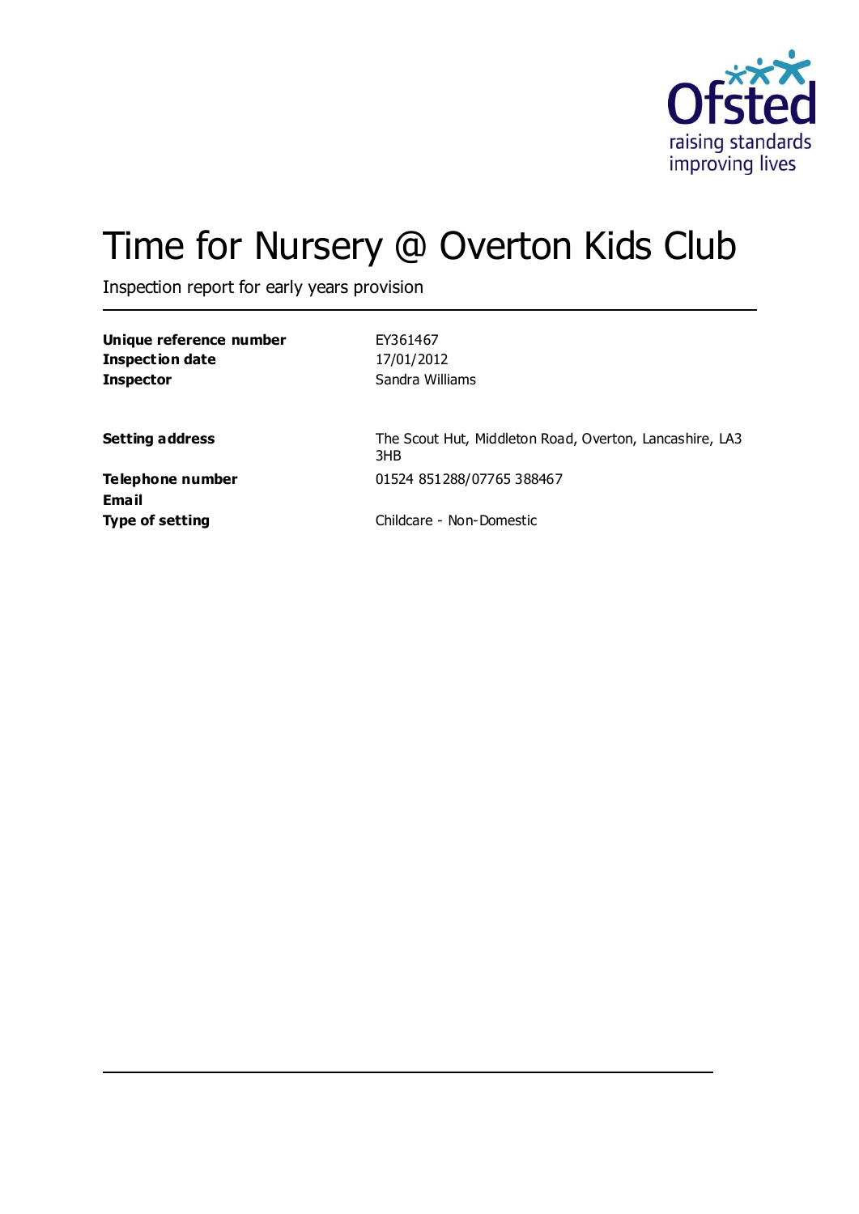# Time for Nursery @ Overton Kids Club

Inspection report for early years provision

| | |
|---|---|
| **Unique reference number** | EY361467 |
| **Inspection date** | 17/01/2012 |
| **Inspector** | Sandra Williams |
| | |
| **Setting address** | The Scout Hut, Middleton Road, Overton, Lancashire, LA3 3HB |
| **Telephone number** | 01524 851288/07765 388467 |
| **Email** | |
| **Type of setting** | Childcare - Non-Domestic |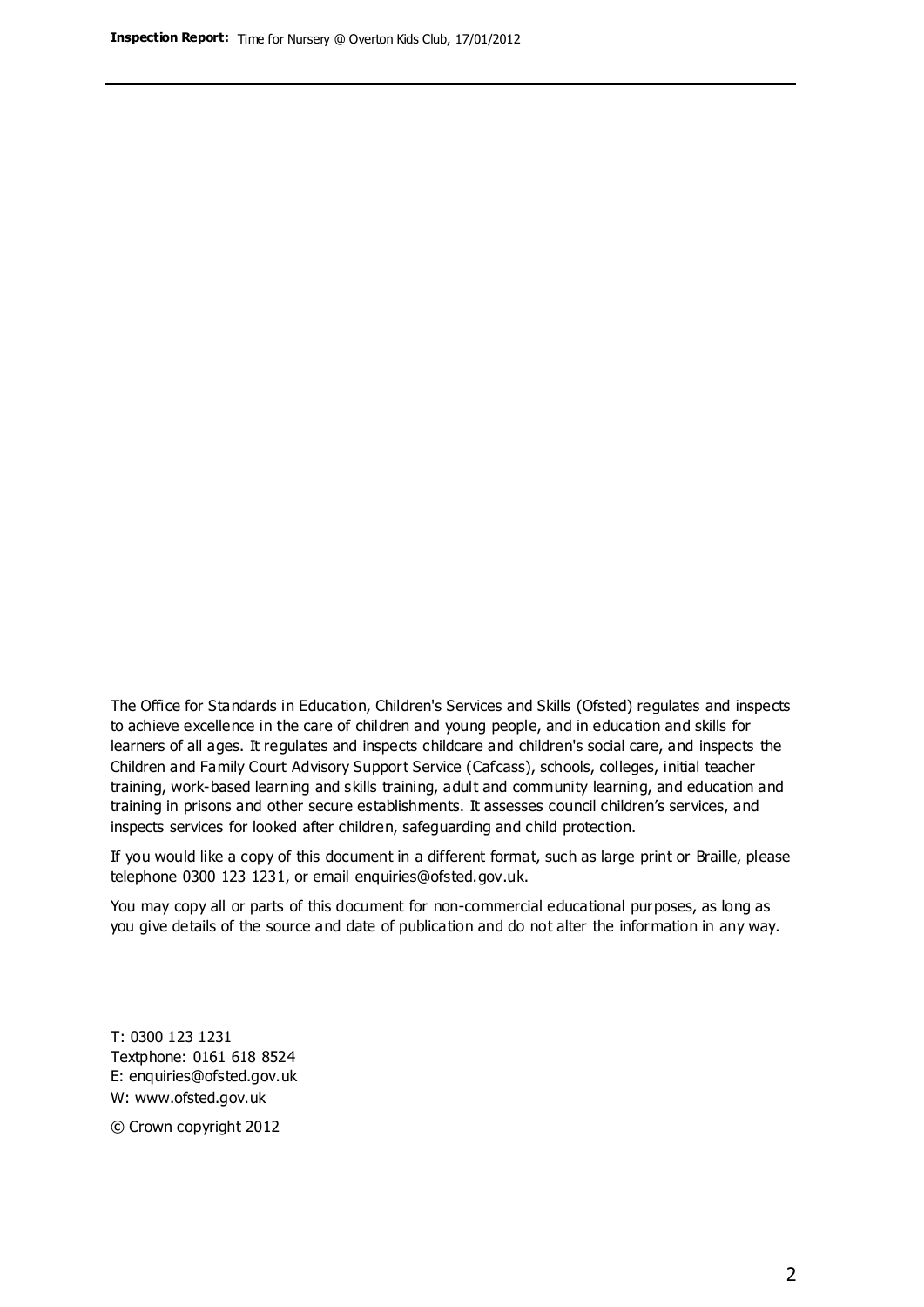The Office for Standards in Education, Children's Services and Skills (Ofsted) regulates and inspects to achieve excellence in the care of children and young people, and in education and skills for learners of all ages. It regulates and inspects childcare and children's social care, and inspects the Children and Family Court Advisory Support Service (Cafcass), schools, colleges, initial teacher training, work-based learning and skills training, adult and community learning, and education and training in prisons and other secure establishments. It assesses council children's services, and inspects services for looked after children, safeguarding and child protection.

If you would like a copy of this document in a different format, such as large print or Braille, please telephone 0300 123 1231, or email enquiries@ofsted.gov.uk.

You may copy all or parts of this document for non-commercial educational purposes, as long as you give details of the source and date of publication and do not alter the information in any way.

T: 0300 123 1231
Textphone: 0161 618 8524
E: enquiries@ofsted.gov.uk
W: www.ofsted.gov.uk

© Crown copyright 2012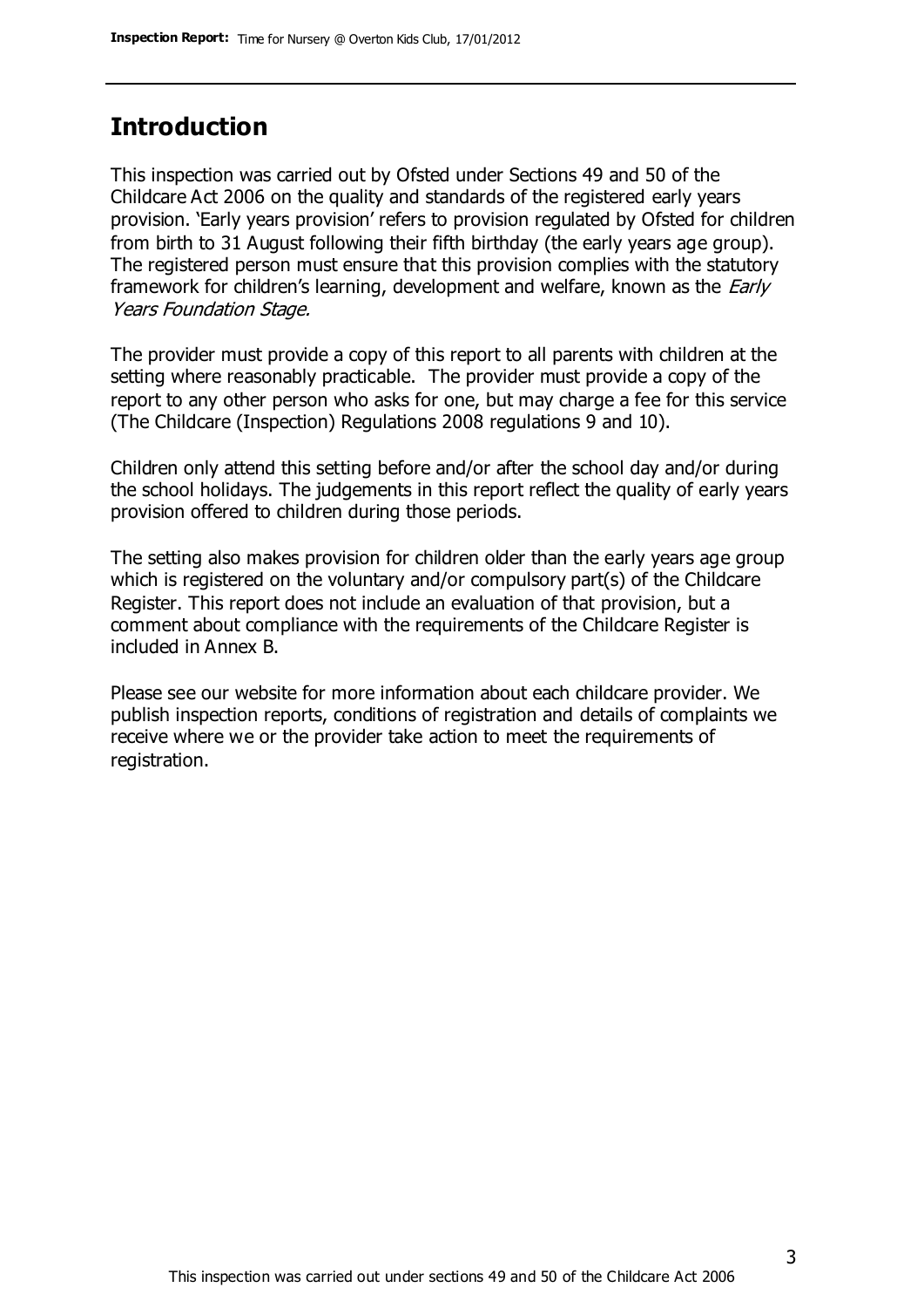## Introduction

This inspection was carried out by Ofsted under Sections 49 and 50 of the Childcare Act 2006 on the quality and standards of the registered early years provision. 'Early years provision' refers to provision regulated by Ofsted for children from birth to 31 August following their fifth birthday (the early years age group). The registered person must ensure that this provision complies with the statutory framework for children's learning, development and welfare, known as the *Early Years Foundation Stage.*

The provider must provide a copy of this report to all parents with children at the setting where reasonably practicable. The provider must provide a copy of the report to any other person who asks for one, but may charge a fee for this service (The Childcare (Inspection) Regulations 2008 regulations 9 and 10).

Children only attend this setting before and/or after the school day and/or during the school holidays. The judgements in this report reflect the quality of early years provision offered to children during those periods.

The setting also makes provision for children older than the early years age group which is registered on the voluntary and/or compulsory part(s) of the Childcare Register. This report does not include an evaluation of that provision, but a comment about compliance with the requirements of the Childcare Register is included in Annex B.

Please see our website for more information about each childcare provider. We publish inspection reports, conditions of registration and details of complaints we receive where we or the provider take action to meet the requirements of registration.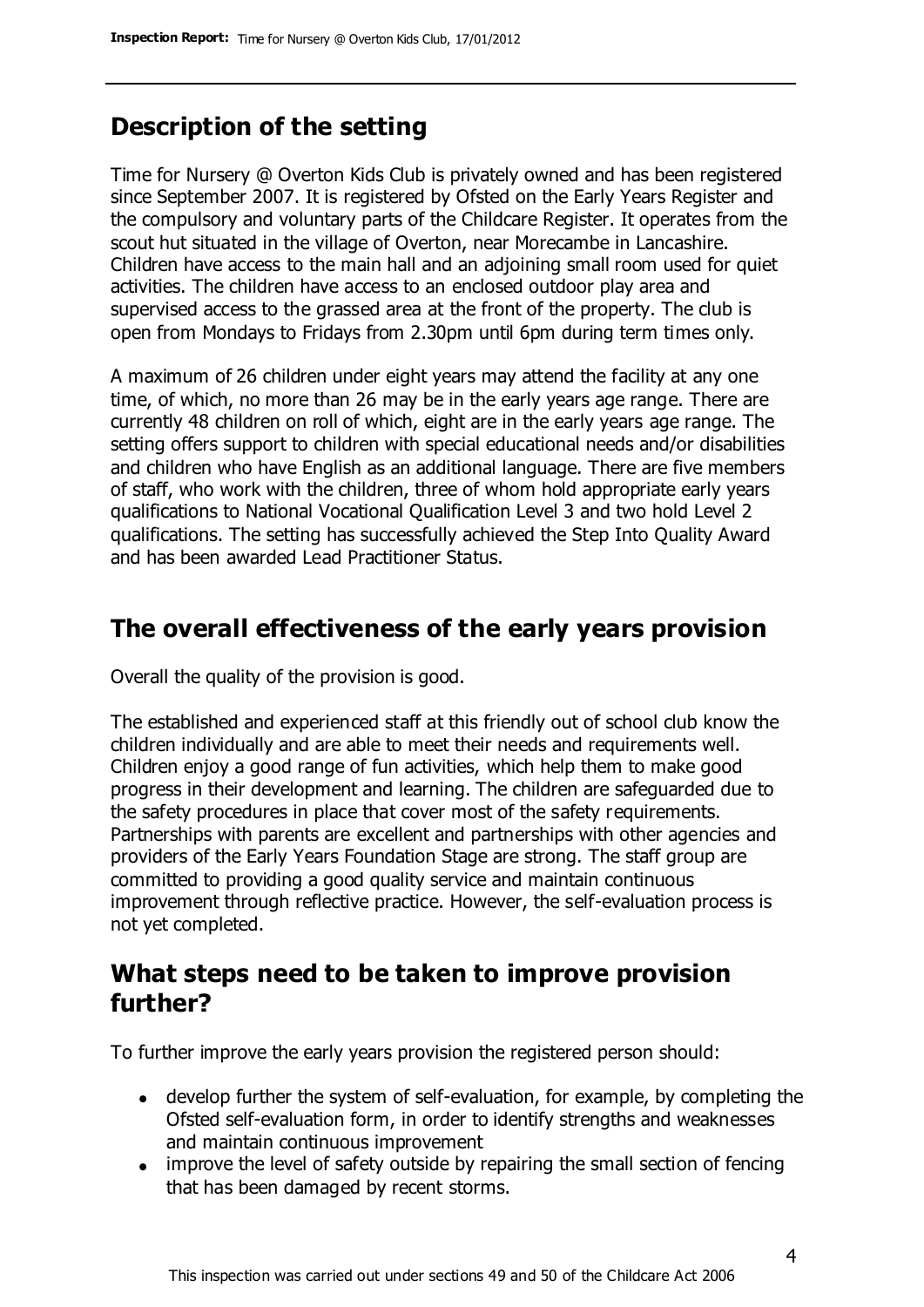## Description of the setting

Time for Nursery @ Overton Kids Club is privately owned and has been registered since September 2007. It is registered by Ofsted on the Early Years Register and the compulsory and voluntary parts of the Childcare Register. It operates from the scout hut situated in the village of Overton, near Morecambe in Lancashire. Children have access to the main hall and an adjoining small room used for quiet activities. The children have access to an enclosed outdoor play area and supervised access to the grassed area at the front of the property. The club is open from Mondays to Fridays from 2.30pm until 6pm during term times only.

A maximum of 26 children under eight years may attend the facility at any one time, of which, no more than 26 may be in the early years age range. There are currently 48 children on roll of which, eight are in the early years age range. The setting offers support to children with special educational needs and/or disabilities and children who have English as an additional language. There are five members of staff, who work with the children, three of whom hold appropriate early years qualifications to National Vocational Qualification Level 3 and two hold Level 2 qualifications. The setting has successfully achieved the Step Into Quality Award and has been awarded Lead Practitioner Status.

## The overall effectiveness of the early years provision

Overall the quality of the provision is good.

The established and experienced staff at this friendly out of school club know the children individually and are able to meet their needs and requirements well. Children enjoy a good range of fun activities, which help them to make good progress in their development and learning. The children are safeguarded due to the safety procedures in place that cover most of the safety requirements. Partnerships with parents are excellent and partnerships with other agencies and providers of the Early Years Foundation Stage are strong. The staff group are committed to providing a good quality service and maintain continuous improvement through reflective practice. However, the self-evaluation process is not yet completed.

## What steps need to be taken to improve provision further?

To further improve the early years provision the registered person should:

- develop further the system of self-evaluation, for example, by completing the Ofsted self-evaluation form, in order to identify strengths and weaknesses and maintain continuous improvement
- improve the level of safety outside by repairing the small section of fencing that has been damaged by recent storms.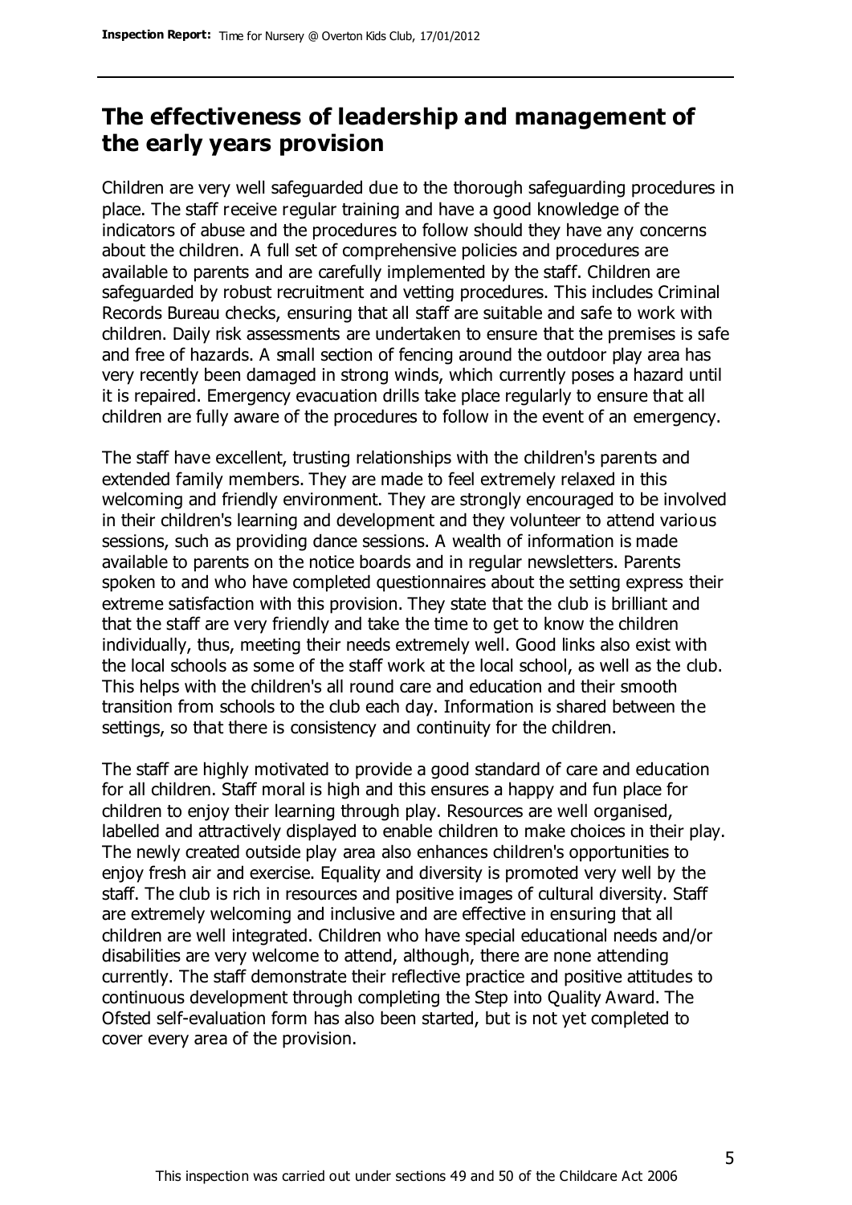## The effectiveness of leadership and management of the early years provision

Children are very well safeguarded due to the thorough safeguarding procedures in place. The staff receive regular training and have a good knowledge of the indicators of abuse and the procedures to follow should they have any concerns about the children. A full set of comprehensive policies and procedures are available to parents and are carefully implemented by the staff. Children are safeguarded by robust recruitment and vetting procedures. This includes Criminal Records Bureau checks, ensuring that all staff are suitable and safe to work with children. Daily risk assessments are undertaken to ensure that the premises is safe and free of hazards. A small section of fencing around the outdoor play area has very recently been damaged in strong winds, which currently poses a hazard until it is repaired. Emergency evacuation drills take place regularly to ensure that all children are fully aware of the procedures to follow in the event of an emergency.

The staff have excellent, trusting relationships with the children's parents and extended family members. They are made to feel extremely relaxed in this welcoming and friendly environment. They are strongly encouraged to be involved in their children's learning and development and they volunteer to attend various sessions, such as providing dance sessions. A wealth of information is made available to parents on the notice boards and in regular newsletters. Parents spoken to and who have completed questionnaires about the setting express their extreme satisfaction with this provision. They state that the club is brilliant and that the staff are very friendly and take the time to get to know the children individually, thus, meeting their needs extremely well. Good links also exist with the local schools as some of the staff work at the local school, as well as the club. This helps with the children's all round care and education and their smooth transition from schools to the club each day. Information is shared between the settings, so that there is consistency and continuity for the children.

The staff are highly motivated to provide a good standard of care and education for all children. Staff moral is high and this ensures a happy and fun place for children to enjoy their learning through play. Resources are well organised, labelled and attractively displayed to enable children to make choices in their play. The newly created outside play area also enhances children's opportunities to enjoy fresh air and exercise. Equality and diversity is promoted very well by the staff. The club is rich in resources and positive images of cultural diversity. Staff are extremely welcoming and inclusive and are effective in ensuring that all children are well integrated. Children who have special educational needs and/or disabilities are very welcome to attend, although, there are none attending currently. The staff demonstrate their reflective practice and positive attitudes to continuous development through completing the Step into Quality Award. The Ofsted self-evaluation form has also been started, but is not yet completed to cover every area of the provision.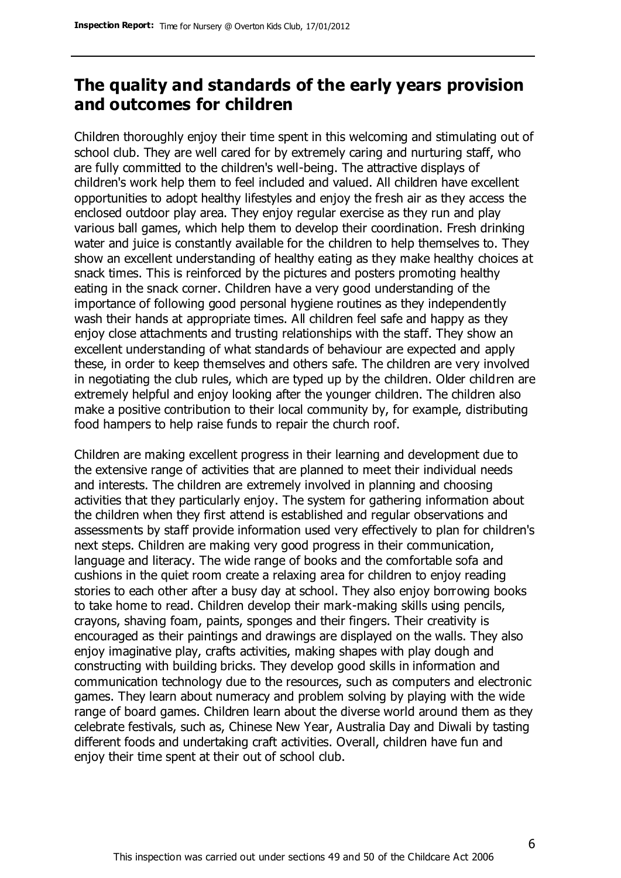## The quality and standards of the early years provision and outcomes for children

Children thoroughly enjoy their time spent in this welcoming and stimulating out of school club. They are well cared for by extremely caring and nurturing staff, who are fully committed to the children's well-being. The attractive displays of children's work help them to feel included and valued. All children have excellent opportunities to adopt healthy lifestyles and enjoy the fresh air as they access the enclosed outdoor play area. They enjoy regular exercise as they run and play various ball games, which help them to develop their coordination. Fresh drinking water and juice is constantly available for the children to help themselves to. They show an excellent understanding of healthy eating as they make healthy choices at snack times. This is reinforced by the pictures and posters promoting healthy eating in the snack corner. Children have a very good understanding of the importance of following good personal hygiene routines as they independently wash their hands at appropriate times. All children feel safe and happy as they enjoy close attachments and trusting relationships with the staff. They show an excellent understanding of what standards of behaviour are expected and apply these, in order to keep themselves and others safe. The children are very involved in negotiating the club rules, which are typed up by the children. Older children are extremely helpful and enjoy looking after the younger children. The children also make a positive contribution to their local community by, for example, distributing food hampers to help raise funds to repair the church roof.

Children are making excellent progress in their learning and development due to the extensive range of activities that are planned to meet their individual needs and interests. The children are extremely involved in planning and choosing activities that they particularly enjoy. The system for gathering information about the children when they first attend is established and regular observations and assessments by staff provide information used very effectively to plan for children's next steps. Children are making very good progress in their communication, language and literacy. The wide range of books and the comfortable sofa and cushions in the quiet room create a relaxing area for children to enjoy reading stories to each other after a busy day at school. They also enjoy borrowing books to take home to read. Children develop their mark-making skills using pencils, crayons, shaving foam, paints, sponges and their fingers. Their creativity is encouraged as their paintings and drawings are displayed on the walls. They also enjoy imaginative play, crafts activities, making shapes with play dough and constructing with building bricks. They develop good skills in information and communication technology due to the resources, such as computers and electronic games. They learn about numeracy and problem solving by playing with the wide range of board games. Children learn about the diverse world around them as they celebrate festivals, such as, Chinese New Year, Australia Day and Diwali by tasting different foods and undertaking craft activities. Overall, children have fun and enjoy their time spent at their out of school club.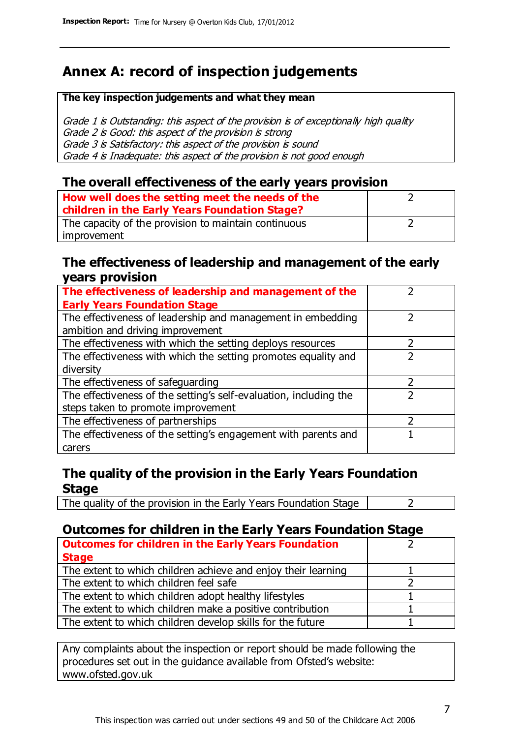# Annex A: record of inspection judgements

**The key inspection judgements and what they mean**

*Grade 1 is Outstanding: this aspect of the provision is of exceptionally high quality*
*Grade 2 is Good: this aspect of the provision is strong*
*Grade 3 is Satisfactory: this aspect of the provision is sound*
*Grade 4 is Inadequate: this aspect of the provision is not good enough*

## The overall effectiveness of the early years provision

| | |
|---|---|
| **How well does the setting meet the needs of the children in the Early Years Foundation Stage?** | 2 |
| The capacity of the provision to maintain continuous improvement | 2 |

## The effectiveness of leadership and management of the early years provision

| | |
|---|---|
| **The effectiveness of leadership and management of the Early Years Foundation Stage** | 2 |
| The effectiveness of leadership and management in embedding ambition and driving improvement | 2 |
| The effectiveness with which the setting deploys resources | 2 |
| The effectiveness with which the setting promotes equality and diversity | 2 |
| The effectiveness of safeguarding | 2 |
| The effectiveness of the setting's self-evaluation, including the steps taken to promote improvement | 2 |
| The effectiveness of partnerships | 2 |
| The effectiveness of the setting's engagement with parents and carers | 1 |

## The quality of the provision in the Early Years Foundation Stage

| | |
|---|---|
| The quality of the provision in the Early Years Foundation Stage | 2 |

## Outcomes for children in the Early Years Foundation Stage

| | |
|---|---|
| **Outcomes for children in the Early Years Foundation Stage** | 2 |
| The extent to which children achieve and enjoy their learning | 1 |
| The extent to which children feel safe | 2 |
| The extent to which children adopt healthy lifestyles | 1 |
| The extent to which children make a positive contribution | 1 |
| The extent to which children develop skills for the future | 1 |

Any complaints about the inspection or report should be made following the procedures set out in the guidance available from Ofsted's website: www.ofsted.gov.uk

This inspection was carried out under sections 49 and 50 of the Childcare Act 2006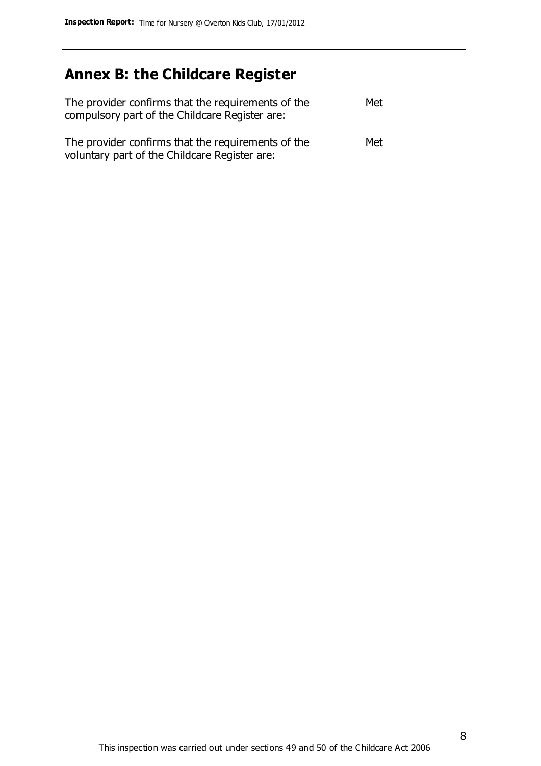## Annex B: the Childcare Register

| | |
|---|---|
| The provider confirms that the requirements of the compulsory part of the Childcare Register are: | Met |
| The provider confirms that the requirements of the voluntary part of the Childcare Register are: | Met |

This inspection was carried out under sections 49 and 50 of the Childcare Act 2006